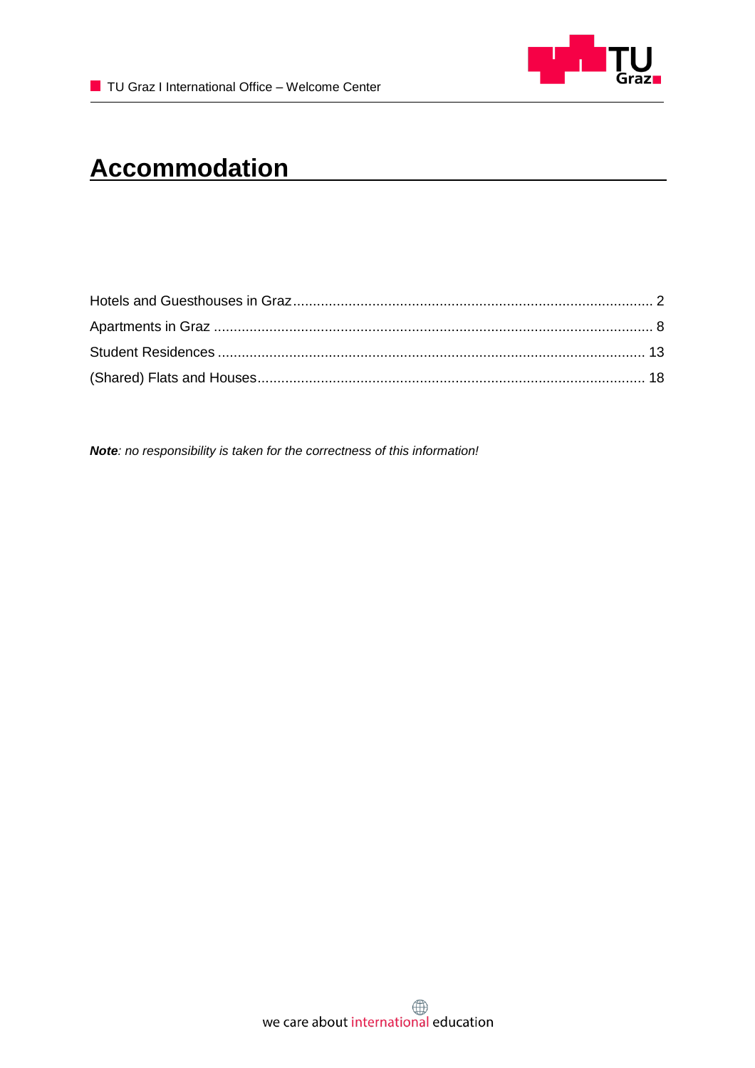# Accommodation

Hotels and Guesthouses in Graz ........................................................................................... 2

Apartments in Graz ............................................................................................................... 8

Student Residences ............................................................................................................ 13

(Shared) Flats and Houses.................................................................................................. 18

***Note**: no responsibility is taken for the correctness of this information!*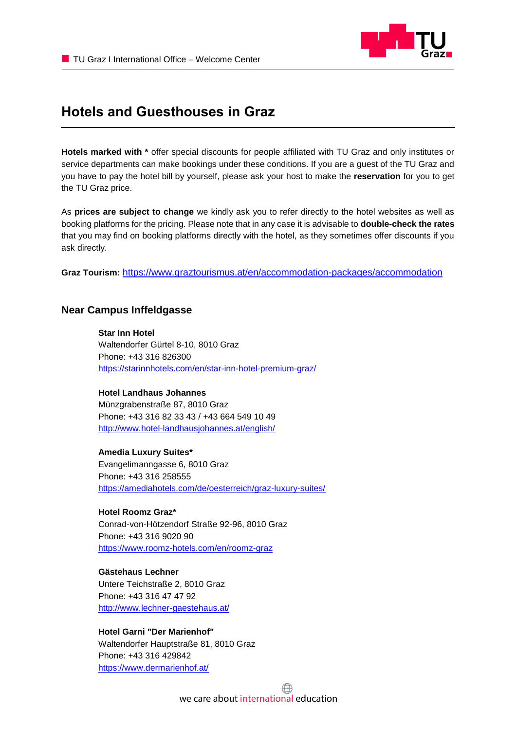# Hotels and Guesthouses in Graz

**Hotels marked with *** offer special discounts for people affiliated with TU Graz and only institutes or service departments can make bookings under these conditions. If you are a guest of the TU Graz and you have to pay the hotel bill by yourself, please ask your host to make the **reservation** for you to get the TU Graz price.

As **prices are subject to change** we kindly ask you to refer directly to the hotel websites as well as booking platforms for the pricing. Please note that in any case it is advisable to **double-check the rates** that you may find on booking platforms directly with the hotel, as they sometimes offer discounts if you ask directly.

**Graz Tourism:** https://www.graztourismus.at/en/accommodation-packages/accommodation

## Near Campus Inffeldgasse

**Star Inn Hotel**
Waltendorfer Gürtel 8-10, 8010 Graz
Phone: +43 316 826300
https://starinnhotels.com/en/star-inn-hotel-premium-graz/

**Hotel Landhaus Johannes**
Münzgrabenstraße 87, 8010 Graz
Phone: +43 316 82 33 43 / +43 664 549 10 49
http://www.hotel-landhausjohannes.at/english/

**Amedia Luxury Suites***
Evangelimanngasse 6, 8010 Graz
Phone: +43 316 258555
https://amediahotels.com/de/oesterreich/graz-luxury-suites/

**Hotel Roomz Graz***
Conrad-von-Hötzendorf Straße 92-96, 8010 Graz
Phone: +43 316 9020 90
https://www.roomz-hotels.com/en/roomz-graz

**Gästehaus Lechner**
Untere Teichstraße 2, 8010 Graz
Phone: +43 316 47 47 92
http://www.lechner-gaestehaus.at/

**Hotel Garni "Der Marienhof"**
Waltendorfer Hauptstraße 81, 8010 Graz
Phone: +43 316 429842
https://www.dermarienhof.at/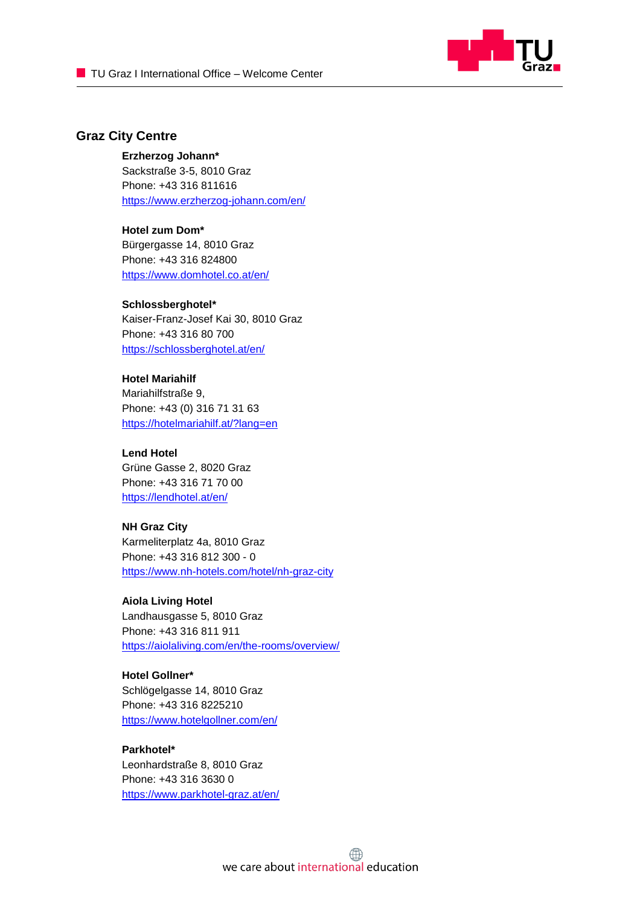## Graz City Centre

**Erzherzog Johann***
Sackstraße 3-5, 8010 Graz
Phone: +43 316 811616
https://www.erzherzog-johann.com/en/

**Hotel zum Dom***
Bürgergasse 14, 8010 Graz
Phone: +43 316 824800
https://www.domhotel.co.at/en/

**Schlossberghotel***
Kaiser-Franz-Josef Kai 30, 8010 Graz
Phone: +43 316 80 700
https://schlossberghotel.at/en/

**Hotel Mariahilf**
Mariahilfstraße 9,
Phone: +43 (0) 316 71 31 63
https://hotelmariahilf.at/?lang=en

**Lend Hotel**
Grüne Gasse 2, 8020 Graz
Phone: +43 316 71 70 00
https://lendhotel.at/en/

**NH Graz City**
Karmeliterplatz 4a, 8010 Graz
Phone: +43 316 812 300 - 0
https://www.nh-hotels.com/hotel/nh-graz-city

**Aiola Living Hotel**
Landhausgasse 5, 8010 Graz
Phone: +43 316 811 911
https://aiolaliving.com/en/the-rooms/overview/

**Hotel Gollner***
Schlögelgasse 14, 8010 Graz
Phone: +43 316 8225210
https://www.hotelgollner.com/en/

**Parkhotel***
Leonhardstraße 8, 8010 Graz
Phone: +43 316 3630 0
https://www.parkhotel-graz.at/en/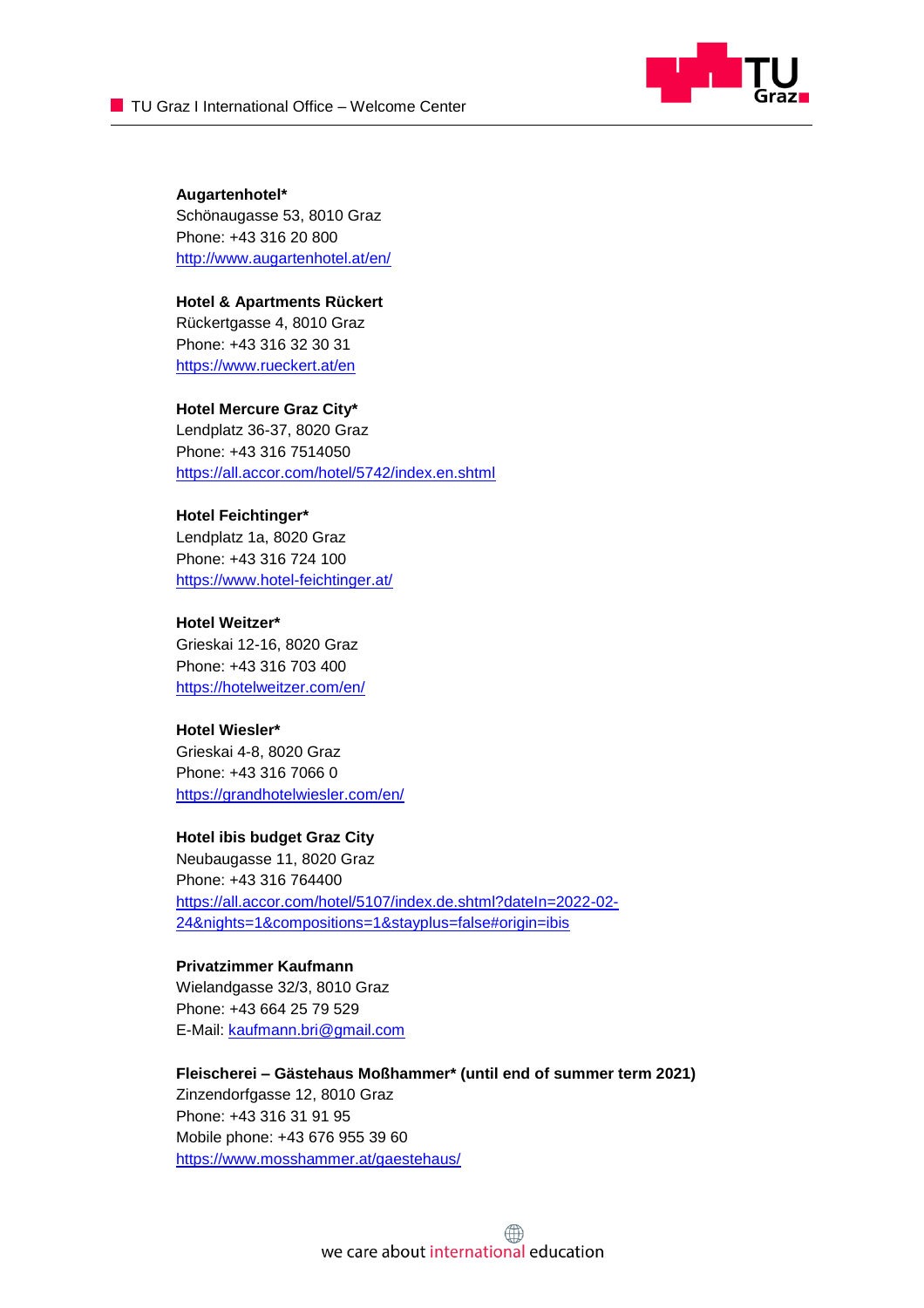**Augartenhotel***
Schönaugasse 53, 8010 Graz
Phone: +43 316 20 800
http://www.augartenhotel.at/en/

**Hotel & Apartments Rückert**
Rückertgasse 4, 8010 Graz
Phone: +43 316 32 30 31
https://www.rueckert.at/en

**Hotel Mercure Graz City***
Lendplatz 36-37, 8020 Graz
Phone: +43 316 7514050
https://all.accor.com/hotel/5742/index.en.shtml

**Hotel Feichtinger***
Lendplatz 1a, 8020 Graz
Phone: +43 316 724 100
https://www.hotel-feichtinger.at/

**Hotel Weitzer***
Grieskai 12-16, 8020 Graz
Phone: +43 316 703 400
https://hotelweitzer.com/en/

**Hotel Wiesler***
Grieskai 4-8, 8020 Graz
Phone: +43 316 7066 0
https://grandhotelwiesler.com/en/

**Hotel ibis budget Graz City**
Neubaugasse 11, 8020 Graz
Phone: +43 316 764400
https://all.accor.com/hotel/5107/index.de.shtml?dateIn=2022-02-24&nights=1&compositions=1&stayplus=false#origin=ibis

**Privatzimmer Kaufmann**
Wielandgasse 32/3, 8010 Graz
Phone: +43 664 25 79 529
E-Mail: kaufmann.bri@gmail.com

**Fleischerei – Gästehaus Moßhammer* (until end of summer term 2021)**
Zinzendorfgasse 12, 8010 Graz
Phone: +43 316 31 91 95
Mobile phone: +43 676 955 39 60
https://www.mosshammer.at/gaestehaus/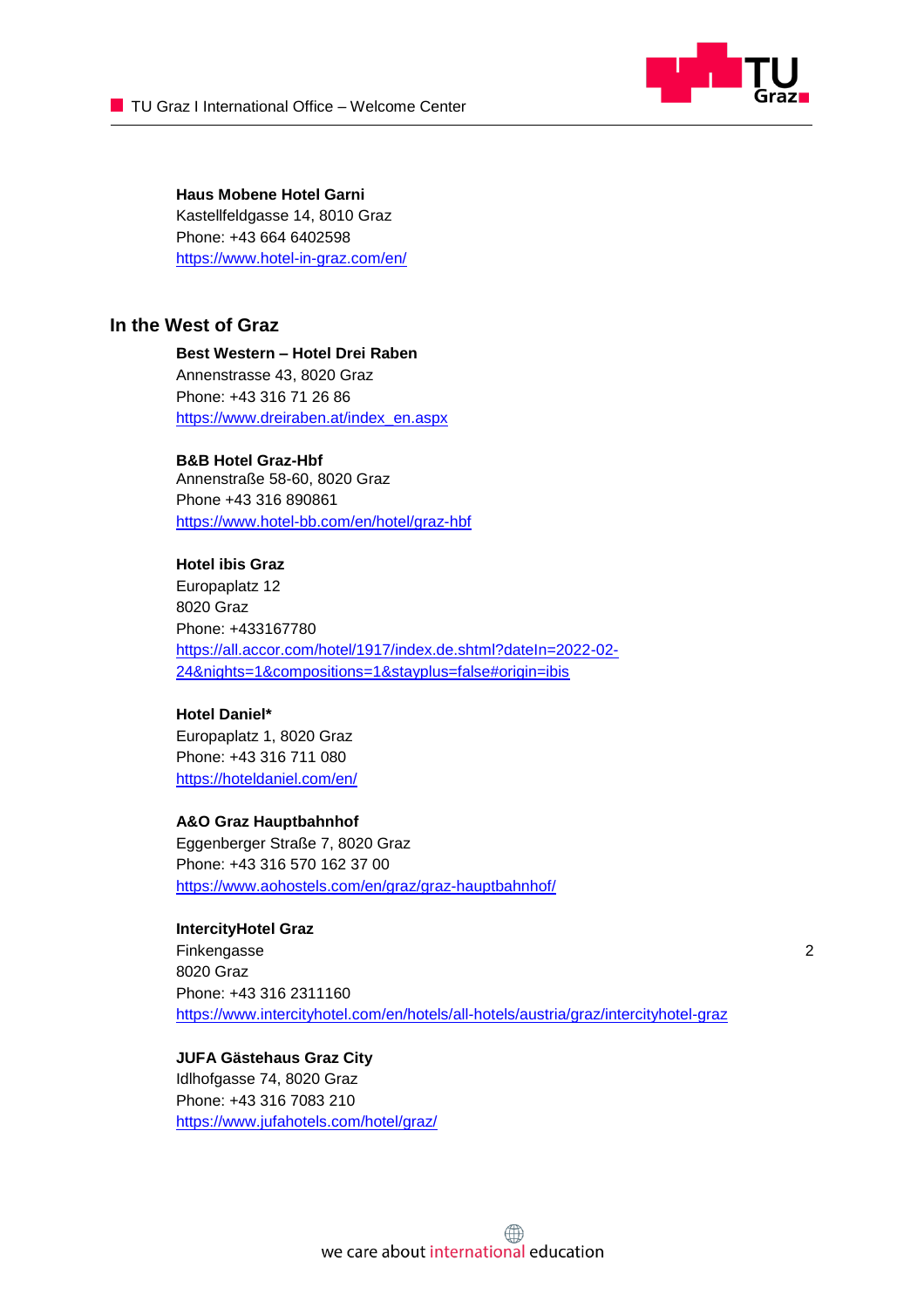**Haus Mobene Hotel Garni**
Kastellfeldgasse 14, 8010 Graz
Phone: +43 664 6402598
https://www.hotel-in-graz.com/en/

## In the West of Graz

**Best Western – Hotel Drei Raben**
Annenstrasse 43, 8020 Graz
Phone: +43 316 71 26 86
https://www.dreiraben.at/index_en.aspx

**B&B Hotel Graz-Hbf**
Annenstraße 58-60, 8020 Graz
Phone +43 316 890861
https://www.hotel-bb.com/en/hotel/graz-hbf

**Hotel ibis Graz**
Europaplatz 12
8020 Graz
Phone: +433167780
https://all.accor.com/hotel/1917/index.de.shtml?dateIn=2022-02-24&nights=1&compositions=1&stayplus=false#origin=ibis

**Hotel Daniel***
Europaplatz 1, 8020 Graz
Phone: +43 316 711 080
https://hoteldaniel.com/en/

**A&O Graz Hauptbahnhof**
Eggenberger Straße 7, 8020 Graz
Phone: +43 316 570 162 37 00
https://www.aohostels.com/en/graz/graz-hauptbahnhof/

**IntercityHotel Graz**
Finkengasse 2
8020 Graz
Phone: +43 316 2311160
https://www.intercityhotel.com/en/hotels/all-hotels/austria/graz/intercityhotel-graz

**JUFA Gästehaus Graz City**
Idlhofgasse 74, 8020 Graz
Phone: +43 316 7083 210
https://www.jufahotels.com/hotel/graz/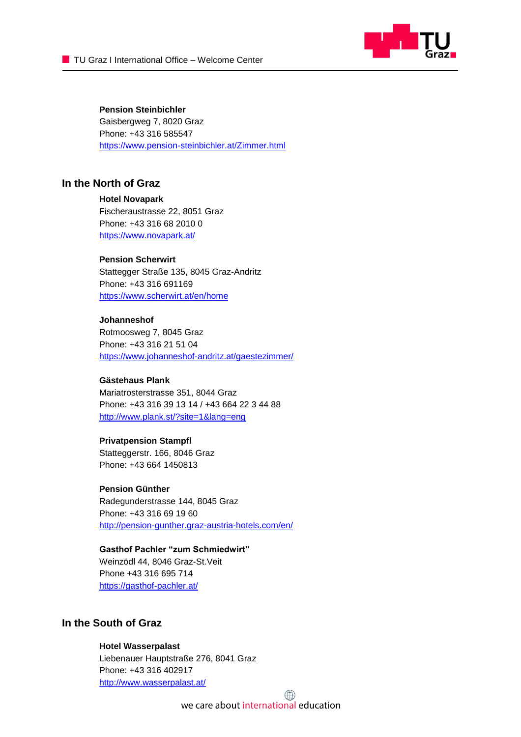**Pension Steinbichler**
Gaisbergweg 7, 8020 Graz
Phone: +43 316 585547
https://www.pension-steinbichler.at/Zimmer.html

## In the North of Graz

**Hotel Novapark**
Fischeraustrasse 22, 8051 Graz
Phone: +43 316 68 2010 0
https://www.novapark.at/

**Pension Scherwirt**
Stattegger Straße 135, 8045 Graz-Andritz
Phone: +43 316 691169
https://www.scherwirt.at/en/home

**Johanneshof**
Rotmoosweg 7, 8045 Graz
Phone: +43 316 21 51 04
https://www.johanneshof-andritz.at/gaestezimmer/

**Gästehaus Plank**
Mariatrosterstrasse 351, 8044 Graz
Phone: +43 316 39 13 14 / +43 664 22 3 44 88
http://www.plank.st/?site=1&lang=eng

**Privatpension Stampfl**
Statteggerstr. 166, 8046 Graz
Phone: +43 664 1450813

**Pension Günther**
Radegunderstrasse 144, 8045 Graz
Phone: +43 316 69 19 60
http://pension-gunther.graz-austria-hotels.com/en/

**Gasthof Pachler "zum Schmiedwirt"**
Weinzödl 44, 8046 Graz-St.Veit
Phone +43 316 695 714
https://gasthof-pachler.at/

## In the South of Graz

**Hotel Wasserpalast**
Liebenauer Hauptstraße 276, 8041 Graz
Phone: +43 316 402917
http://www.wasserpalast.at/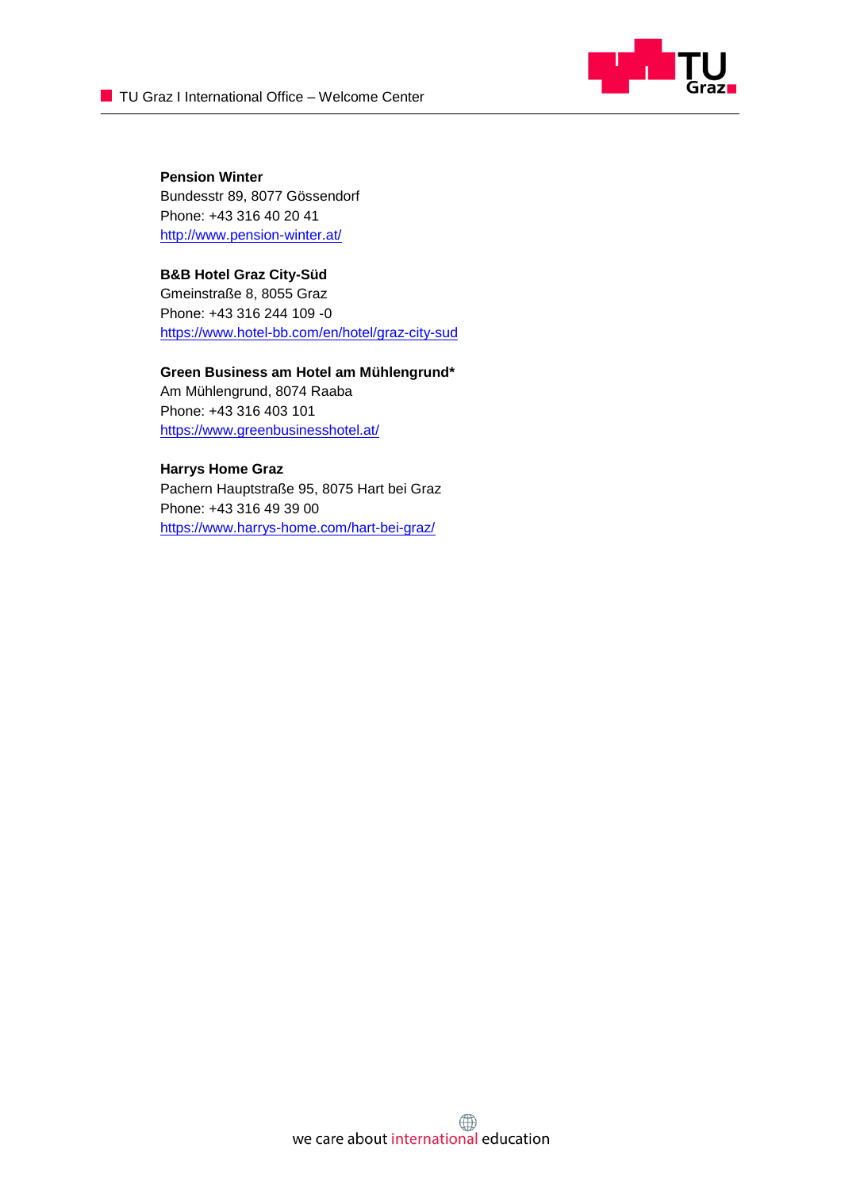**Pension Winter**
Bundesstr 89, 8077 Gössendorf
Phone: +43 316 40 20 41
http://www.pension-winter.at/

**B&B Hotel Graz City-Süd**
Gmeinstraße 8, 8055 Graz
Phone: +43 316 244 109 -0
https://www.hotel-bb.com/en/hotel/graz-city-sud

**Green Business am Hotel am Mühlengrund***
Am Mühlengrund, 8074 Raaba
Phone: +43 316 403 101
https://www.greenbusinesshotel.at/

**Harrys Home Graz**
Pachern Hauptstraße 95, 8075 Hart bei Graz
Phone: +43 316 49 39 00
https://www.harrys-home.com/hart-bei-graz/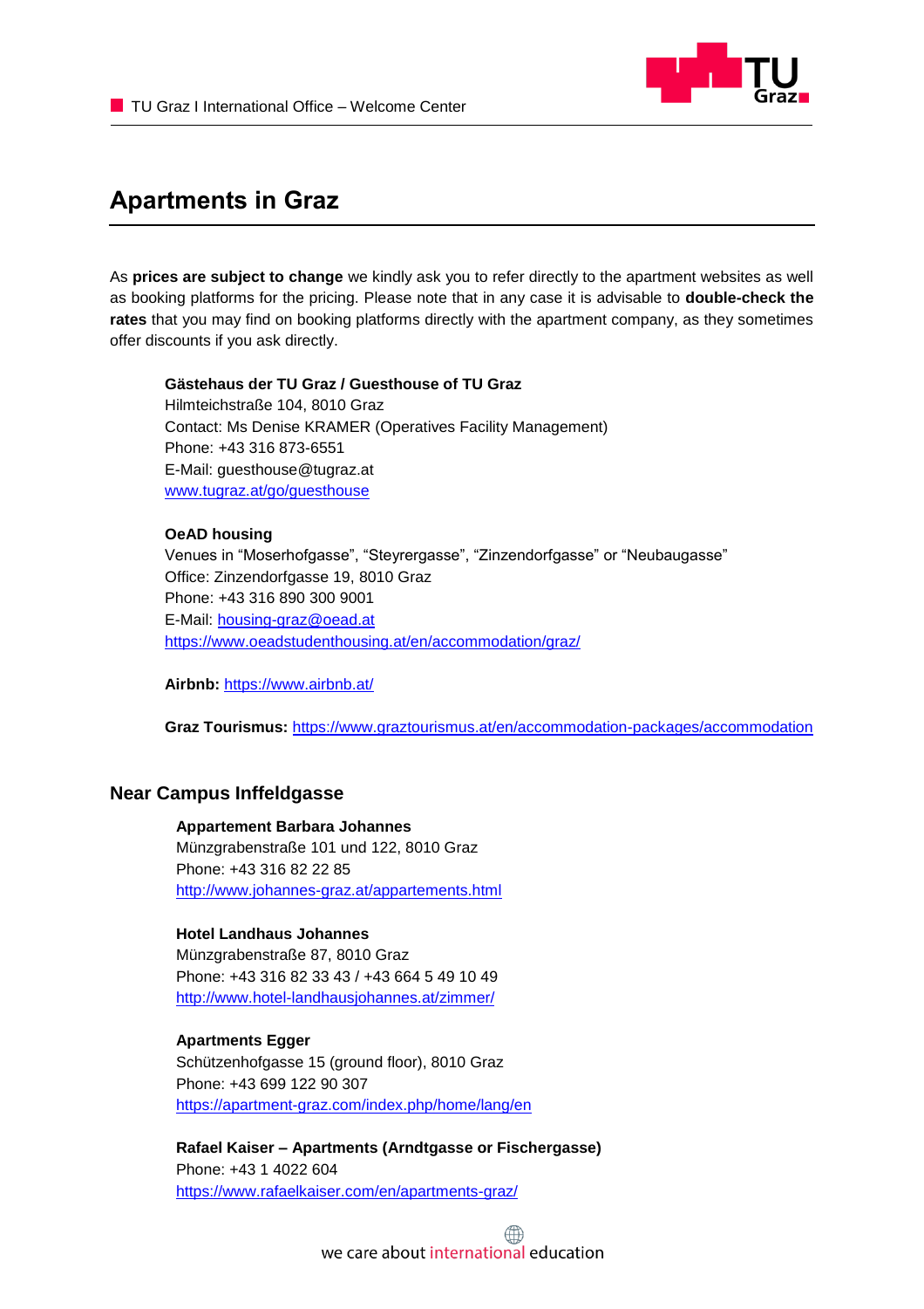# Apartments in Graz

As **prices are subject to change** we kindly ask you to refer directly to the apartment websites as well as booking platforms for the pricing. Please note that in any case it is advisable to **double-check the rates** that you may find on booking platforms directly with the apartment company, as they sometimes offer discounts if you ask directly.

**Gästehaus der TU Graz / Guesthouse of TU Graz**
Hilmteichstraße 104, 8010 Graz
Contact: Ms Denise KRAMER (Operatives Facility Management)
Phone: +43 316 873-6551
E-Mail: guesthouse@tugraz.at
www.tugraz.at/go/guesthouse

**OeAD housing**
Venues in "Moserhofgasse", "Steyrergasse", "Zinzendorfgasse" or "Neubaugasse"
Office: Zinzendorfgasse 19, 8010 Graz
Phone: +43 316 890 300 9001
E-Mail: housing-graz@oead.at
https://www.oeadstudenthousing.at/en/accommodation/graz/

**Airbnb:** https://www.airbnb.at/

**Graz Tourismus:** https://www.graztourismus.at/en/accommodation-packages/accommodation

## Near Campus Inffeldgasse

**Appartement Barbara Johannes**
Münzgrabenstraße 101 und 122, 8010 Graz
Phone: +43 316 82 22 85
http://www.johannes-graz.at/appartements.html

**Hotel Landhaus Johannes**
Münzgrabenstraße 87, 8010 Graz
Phone: +43 316 82 33 43 / +43 664 5 49 10 49
http://www.hotel-landhausjohannes.at/zimmer/

**Apartments Egger**
Schützenhofgasse 15 (ground floor), 8010 Graz
Phone: +43 699 122 90 307
https://apartment-graz.com/index.php/home/lang/en

**Rafael Kaiser – Apartments (Arndtgasse or Fischergasse)**
Phone: +43 1 4022 604
https://www.rafaelkaiser.com/en/apartments-graz/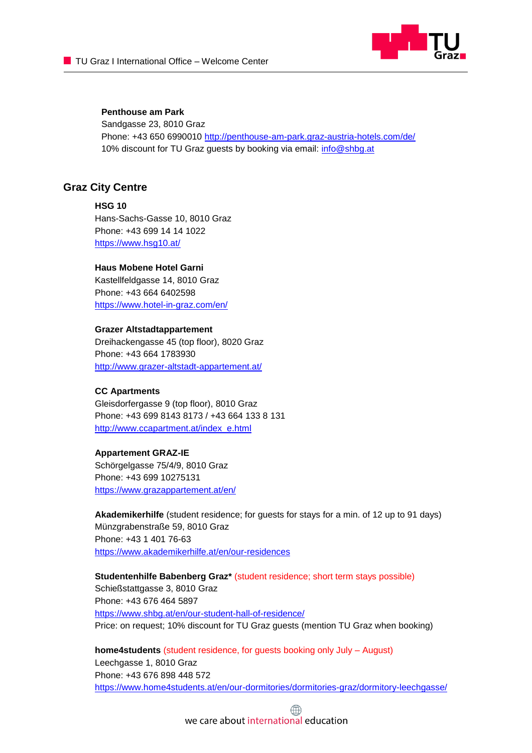**Penthouse am Park**
Sandgasse 23, 8010 Graz
Phone: +43 650 6990010 http://penthouse-am-park.graz-austria-hotels.com/de/
10% discount for TU Graz guests by booking via email: info@shbg.at

## Graz City Centre

**HSG 10**
Hans-Sachs-Gasse 10, 8010 Graz
Phone: +43 699 14 14 1022
https://www.hsg10.at/

**Haus Mobene Hotel Garni**
Kastellfeldgasse 14, 8010 Graz
Phone: +43 664 6402598
https://www.hotel-in-graz.com/en/

**Grazer Altstadtappartement**
Dreihackengasse 45 (top floor), 8020 Graz
Phone: +43 664 1783930
http://www.grazer-altstadt-appartement.at/

**CC Apartments**
Gleisdorfergasse 9 (top floor), 8010 Graz
Phone: +43 699 8143 8173 / +43 664 133 8 131
http://www.ccapartment.at/index_e.html

**Appartement GRAZ-IE**
Schörgelgasse 75/4/9, 8010 Graz
Phone: +43 699 10275131
https://www.grazappartement.at/en/

**Akademikerhilfe** (student residence; for guests for stays for a min. of 12 up to 91 days)
Münzgrabenstraße 59, 8010 Graz
Phone: +43 1 401 76-63
https://www.akademikerhilfe.at/en/our-residences

**Studentenhilfe Babenberg Graz*** (student residence; short term stays possible)
Schießstattgasse 3, 8010 Graz
Phone: +43 676 464 5897
https://www.shbg.at/en/our-student-hall-of-residence/
Price: on request; 10% discount for TU Graz guests (mention TU Graz when booking)

**home4students** (student residence, for guests booking only July – August)
Leechgasse 1, 8010 Graz
Phone: +43 676 898 448 572
https://www.home4students.at/en/our-dormitories/dormitories-graz/dormitory-leechgasse/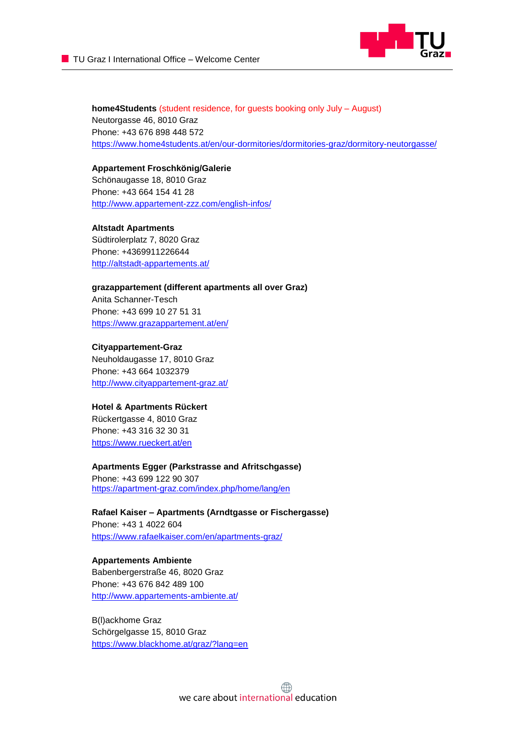**home4Students** (student residence, for guests booking only July – August)
Neutorgasse 46, 8010 Graz
Phone: +43 676 898 448 572
https://www.home4students.at/en/our-dormitories/dormitories-graz/dormitory-neutorgasse/

**Appartement Froschkönig/Galerie**
Schönaugasse 18, 8010 Graz
Phone: +43 664 154 41 28
http://www.appartement-zzz.com/english-infos/

**Altstadt Apartments**
Südtirolerplatz 7, 8020 Graz
Phone: +4369911226644
http://altstadt-appartements.at/

**grazappartement (different apartments all over Graz)**
Anita Schanner-Tesch
Phone: +43 699 10 27 51 31
https://www.grazappartement.at/en/

**Cityappartement-Graz**
Neuholdaugasse 17, 8010 Graz
Phone: +43 664 1032379
http://www.cityappartement-graz.at/

**Hotel & Apartments Rückert**
Rückertgasse 4, 8010 Graz
Phone: +43 316 32 30 31
https://www.rueckert.at/en

**Apartments Egger (Parkstrasse and Afritschgasse)**
Phone: +43 699 122 90 307
https://apartment-graz.com/index.php/home/lang/en

**Rafael Kaiser – Apartments (Arndtgasse or Fischergasse)**
Phone: +43 1 4022 604
https://www.rafaelkaiser.com/en/apartments-graz/

**Appartements Ambiente**
Babenbergerstraße 46, 8020 Graz
Phone: +43 676 842 489 100
http://www.appartements-ambiente.at/

B(l)ackhome Graz
Schörgelgasse 15, 8010 Graz
https://www.blackhome.at/graz/?lang=en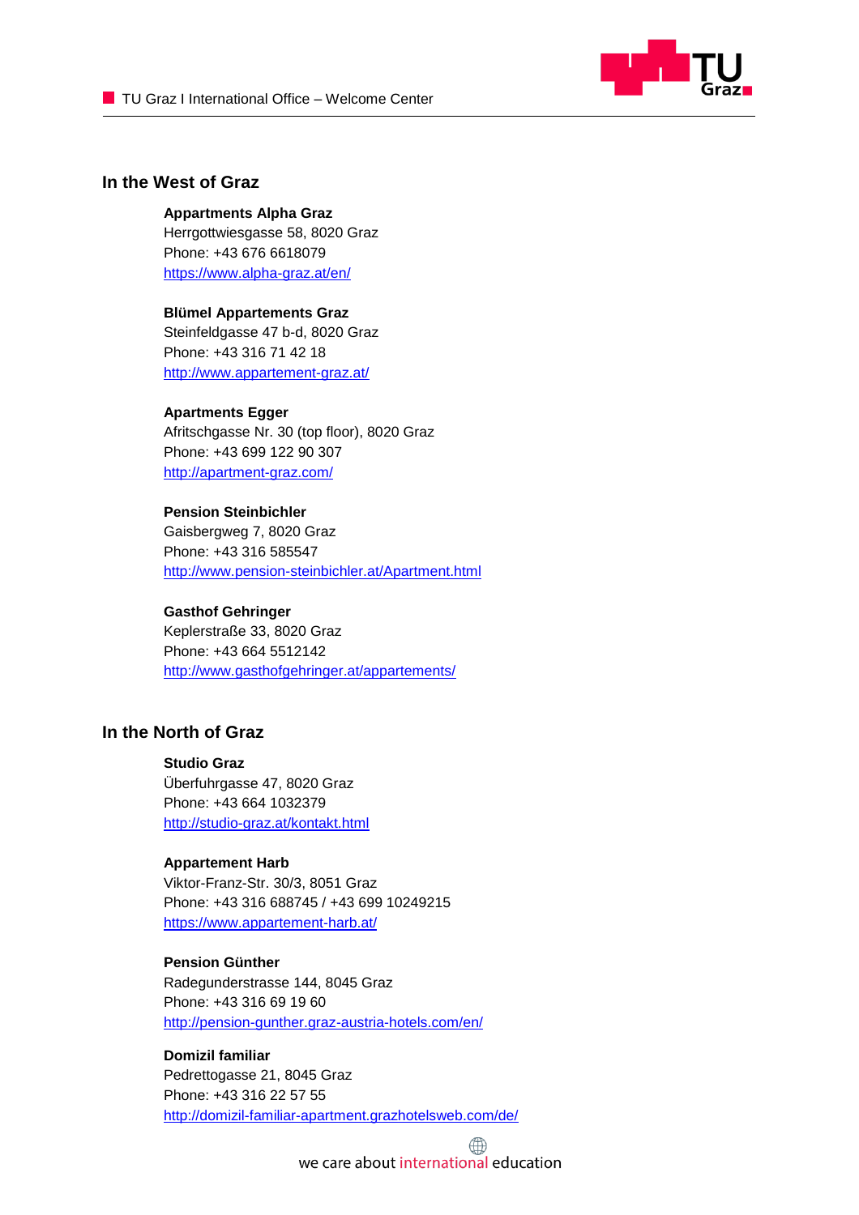## In the West of Graz

**Appartments Alpha Graz**
Herrgottwiesgasse 58, 8020 Graz
Phone: +43 676 6618079
https://www.alpha-graz.at/en/

**Blümel Appartements Graz**
Steinfeldgasse 47 b-d, 8020 Graz
Phone: +43 316 71 42 18
http://www.appartement-graz.at/

**Apartments Egger**
Afritschgasse Nr. 30 (top floor), 8020 Graz
Phone: +43 699 122 90 307
http://apartment-graz.com/

**Pension Steinbichler**
Gaisbergweg 7, 8020 Graz
Phone: +43 316 585547
http://www.pension-steinbichler.at/Apartment.html

**Gasthof Gehringer**
Keplerstraße 33, 8020 Graz
Phone: +43 664 5512142
http://www.gasthofgehringer.at/appartements/

## In the North of Graz

**Studio Graz**
Überfuhrgasse 47, 8020 Graz
Phone: +43 664 1032379
http://studio-graz.at/kontakt.html

**Appartement Harb**
Viktor-Franz-Str. 30/3, 8051 Graz
Phone: +43 316 688745 / +43 699 10249215
https://www.appartement-harb.at/

**Pension Günther**
Radegunderstrasse 144, 8045 Graz
Phone: +43 316 69 19 60
http://pension-gunther.graz-austria-hotels.com/en/

**Domizil familiar**
Pedrettogasse 21, 8045 Graz
Phone: +43 316 22 57 55
http://domizil-familiar-apartment.grazhotelsweb.com/de/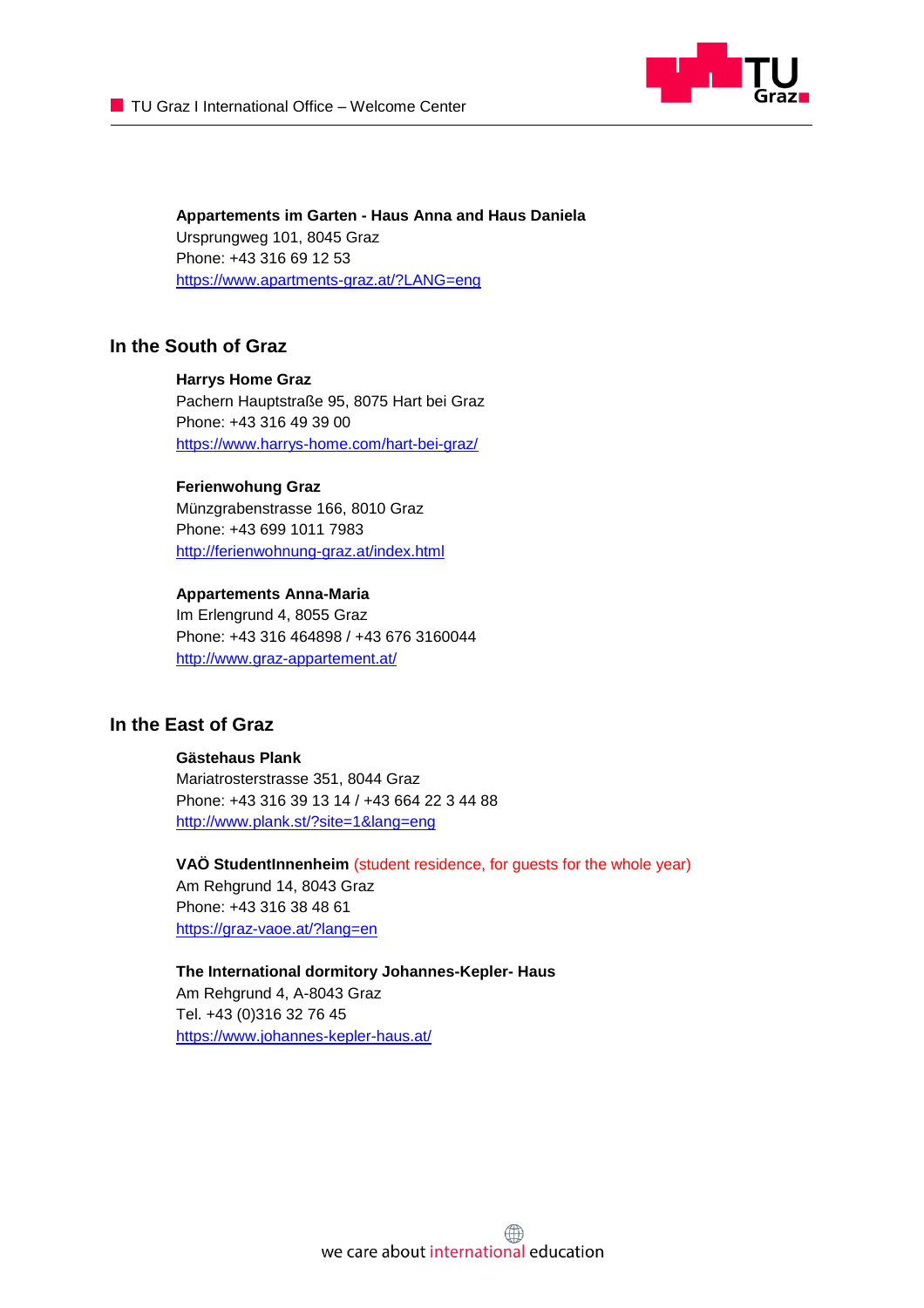**Appartements im Garten - Haus Anna and Haus Daniela**
Ursprungweg 101, 8045 Graz
Phone: +43 316 69 12 53
https://www.apartments-graz.at/?LANG=eng

## In the South of Graz

**Harrys Home Graz**
Pachern Hauptstraße 95, 8075 Hart bei Graz
Phone: +43 316 49 39 00
https://www.harrys-home.com/hart-bei-graz/

**Ferienwohung Graz**
Münzgrabenstrasse 166, 8010 Graz
Phone: +43 699 1011 7983
http://ferienwohnung-graz.at/index.html

**Appartements Anna-Maria**
Im Erlengrund 4, 8055 Graz
Phone: +43 316 464898 / +43 676 3160044
http://www.graz-appartement.at/

## In the East of Graz

**Gästehaus Plank**
Mariatrosterstrasse 351, 8044 Graz
Phone: +43 316 39 13 14 / +43 664 22 3 44 88
http://www.plank.st/?site=1&lang=eng

**VAÖ StudentInnenheim** (student residence, for guests for the whole year)
Am Rehgrund 14, 8043 Graz
Phone: +43 316 38 48 61
https://graz-vaoe.at/?lang=en

**The International dormitory Johannes-Kepler- Haus**
Am Rehgrund 4, A-8043 Graz
Tel. +43 (0)316 32 76 45
https://www.johannes-kepler-haus.at/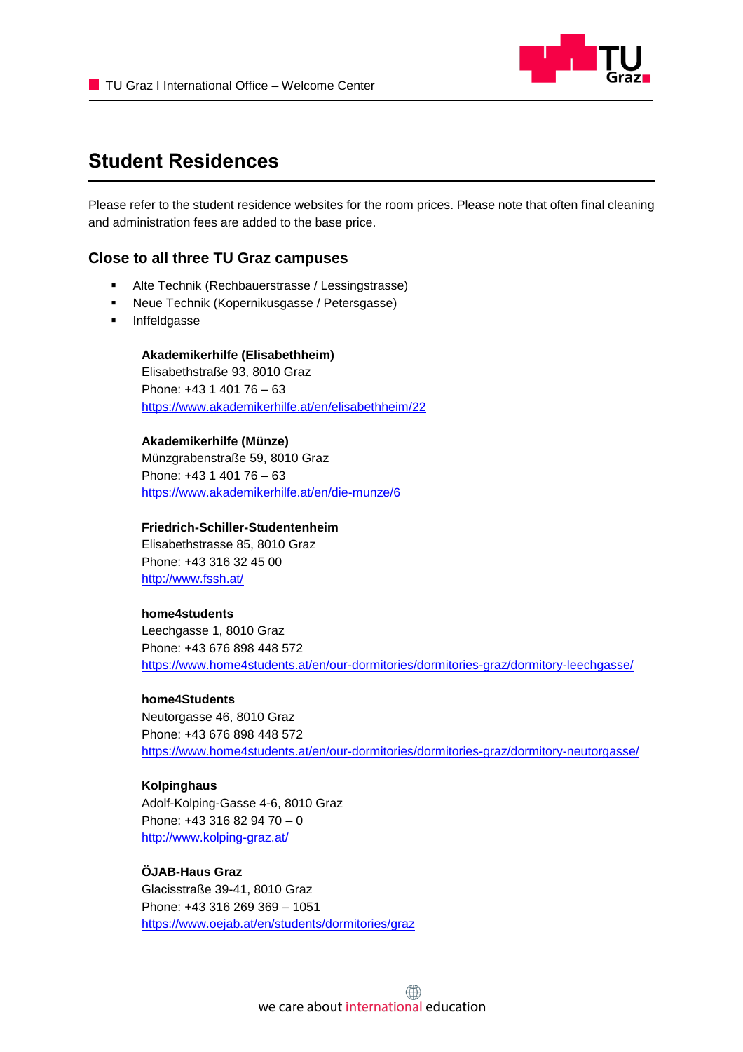# Student Residences

Please refer to the student residence websites for the room prices. Please note that often final cleaning and administration fees are added to the base price.

## Close to all three TU Graz campuses

- Alte Technik (Rechbauerstrasse / Lessingstrasse)
- Neue Technik (Kopernikusgasse / Petersgasse)
- Inffeldgasse

**Akademikerhilfe (Elisabethheim)**
Elisabethstraße 93, 8010 Graz
Phone: +43 1 401 76 – 63
https://www.akademikerhilfe.at/en/elisabethheim/22

**Akademikerhilfe (Münze)**
Münzgrabenstraße 59, 8010 Graz
Phone: +43 1 401 76 – 63
https://www.akademikerhilfe.at/en/die-munze/6

**Friedrich-Schiller-Studentenheim**
Elisabethstrasse 85, 8010 Graz
Phone: +43 316 32 45 00
http://www.fssh.at/

**home4students**
Leechgasse 1, 8010 Graz
Phone: +43 676 898 448 572
https://www.home4students.at/en/our-dormitories/dormitories-graz/dormitory-leechgasse/

**home4Students**
Neutorgasse 46, 8010 Graz
Phone: +43 676 898 448 572
https://www.home4students.at/en/our-dormitories/dormitories-graz/dormitory-neutorgasse/

**Kolpinghaus**
Adolf-Kolping-Gasse 4-6, 8010 Graz
Phone: +43 316 82 94 70 – 0
http://www.kolping-graz.at/

**ÖJAB-Haus Graz**
Glacisstraße 39-41, 8010 Graz
Phone: +43 316 269 369 – 1051
https://www.oejab.at/en/students/dormitories/graz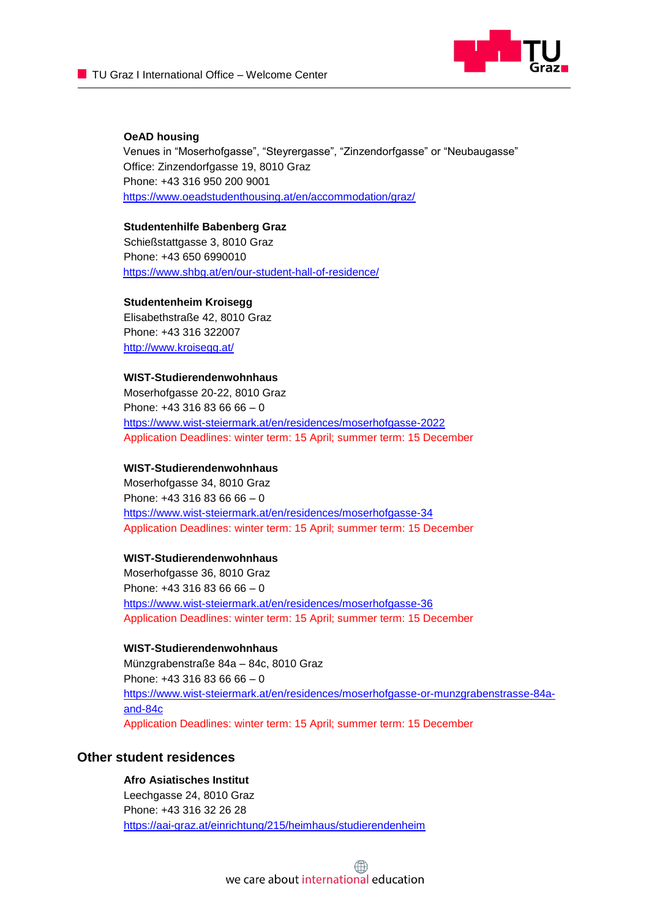**OeAD housing**
Venues in "Moserhofgasse", "Steyrergasse", "Zinzendorfgasse" or "Neubaugasse"
Office: Zinzendorfgasse 19, 8010 Graz
Phone: +43 316 950 200 9001
https://www.oeadstudenthousing.at/en/accommodation/graz/

**Studentenhilfe Babenberg Graz**
Schießstattgasse 3, 8010 Graz
Phone: +43 650 6990010
https://www.shbg.at/en/our-student-hall-of-residence/

**Studentenheim Kroisegg**
Elisabethstraße 42, 8010 Graz
Phone: +43 316 322007
http://www.kroisegg.at/

**WIST-Studierendenwohnhaus**
Moserhofgasse 20-22, 8010 Graz
Phone: +43 316 83 66 66 – 0
https://www.wist-steiermark.at/en/residences/moserhofgasse-2022
Application Deadlines: winter term: 15 April; summer term: 15 December

**WIST-Studierendenwohnhaus**
Moserhofgasse 34, 8010 Graz
Phone: +43 316 83 66 66 – 0
https://www.wist-steiermark.at/en/residences/moserhofgasse-34
Application Deadlines: winter term: 15 April; summer term: 15 December

**WIST-Studierendenwohnhaus**
Moserhofgasse 36, 8010 Graz
Phone: +43 316 83 66 66 – 0
https://www.wist-steiermark.at/en/residences/moserhofgasse-36
Application Deadlines: winter term: 15 April; summer term: 15 December

**WIST-Studierendenwohnhaus**
Münzgrabenstraße 84a – 84c, 8010 Graz
Phone: +43 316 83 66 66 – 0
https://www.wist-steiermark.at/en/residences/moserhofgasse-or-munzgrabenstrasse-84a-and-84c
Application Deadlines: winter term: 15 April; summer term: 15 December

## Other student residences

**Afro Asiatisches Institut**
Leechgasse 24, 8010 Graz
Phone: +43 316 32 26 28
https://aai-graz.at/einrichtung/215/heimhaus/studierendenheim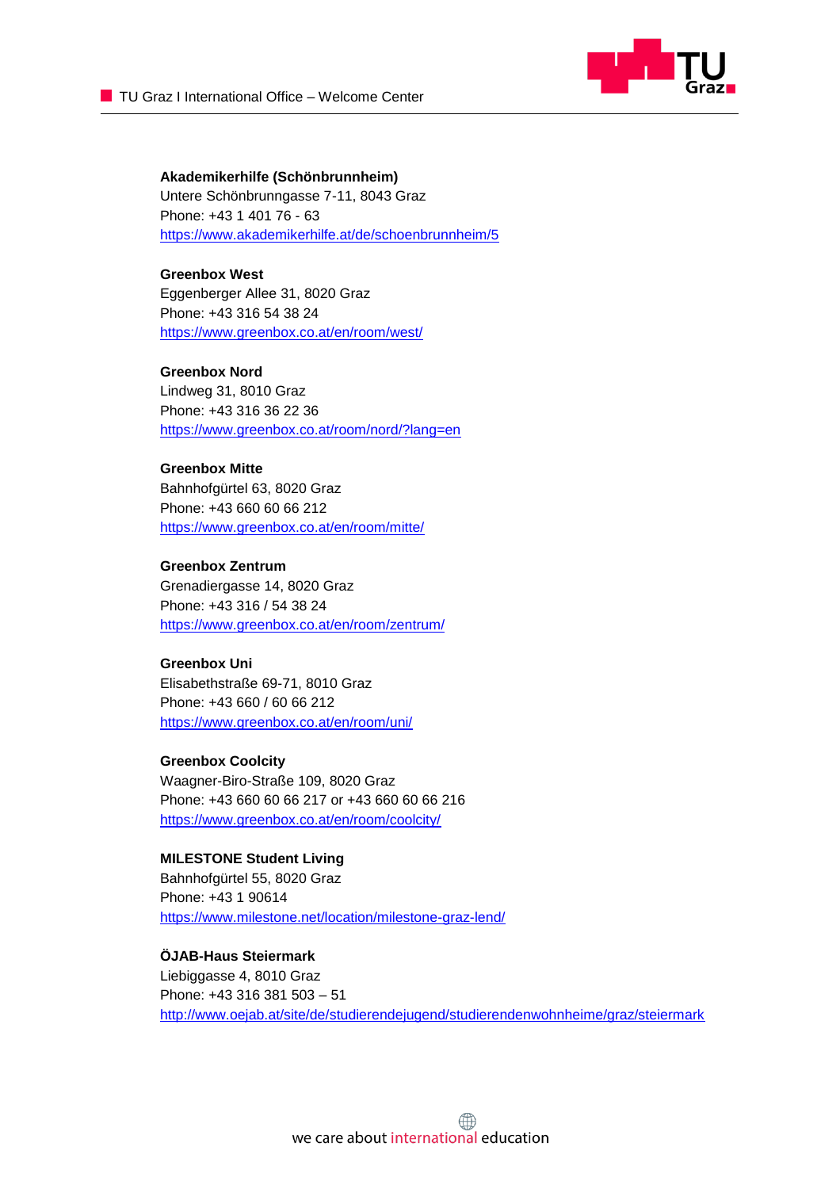**Akademikerhilfe (Schönbrunnheim)**
Untere Schönbrunngasse 7-11, 8043 Graz
Phone: +43 1 401 76 - 63
https://www.akademikerhilfe.at/de/schoenbrunnheim/5

**Greenbox West**
Eggenberger Allee 31, 8020 Graz
Phone: +43 316 54 38 24
https://www.greenbox.co.at/en/room/west/

**Greenbox Nord**
Lindweg 31, 8010 Graz
Phone: +43 316 36 22 36
https://www.greenbox.co.at/room/nord/?lang=en

**Greenbox Mitte**
Bahnhofgürtel 63, 8020 Graz
Phone: +43 660 60 66 212
https://www.greenbox.co.at/en/room/mitte/

**Greenbox Zentrum**
Grenadiergasse 14, 8020 Graz
Phone: +43 316 / 54 38 24
https://www.greenbox.co.at/en/room/zentrum/

**Greenbox Uni**
Elisabethstraße 69-71, 8010 Graz
Phone: +43 660 / 60 66 212
https://www.greenbox.co.at/en/room/uni/

**Greenbox Coolcity**
Waagner-Biro-Straße 109, 8020 Graz
Phone: +43 660 60 66 217 or +43 660 60 66 216
https://www.greenbox.co.at/en/room/coolcity/

**MILESTONE Student Living**
Bahnhofgürtel 55, 8020 Graz
Phone: +43 1 90614
https://www.milestone.net/location/milestone-graz-lend/

**ÖJAB-Haus Steiermark**
Liebiggasse 4, 8010 Graz
Phone: +43 316 381 503 – 51
http://www.oejab.at/site/de/studierendejugend/studierendenwohnheime/graz/steiermark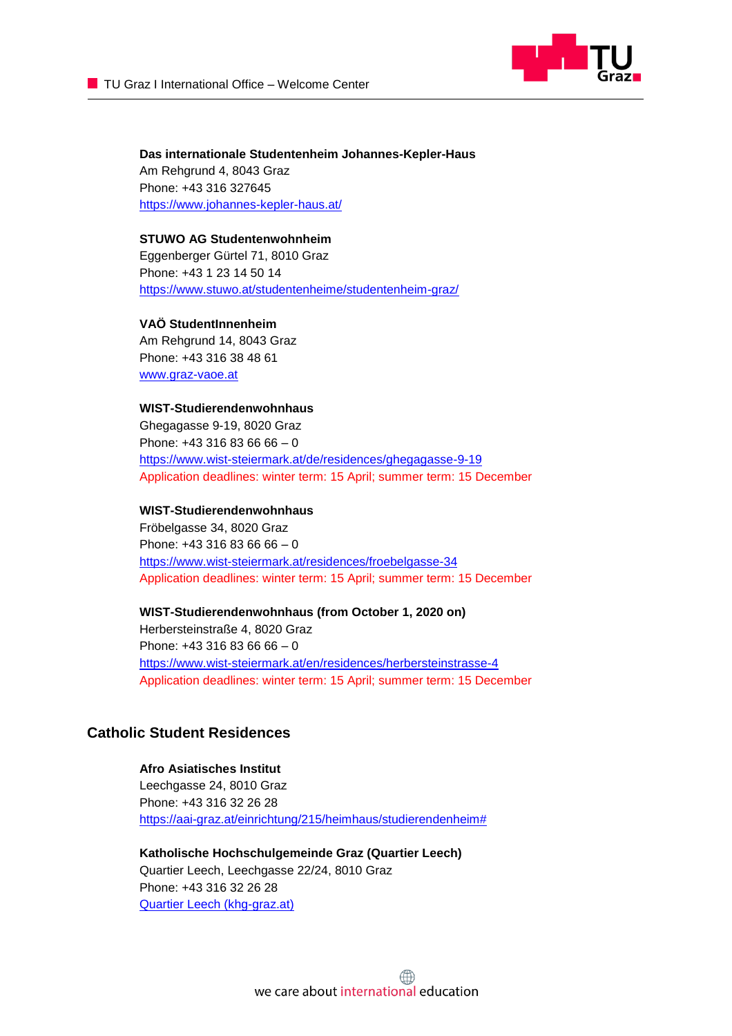**Das internationale Studentenheim Johannes-Kepler-Haus**
Am Rehgrund 4, 8043 Graz
Phone: +43 316 327645
https://www.johannes-kepler-haus.at/

**STUWO AG Studentenwohnheim**
Eggenberger Gürtel 71, 8010 Graz
Phone: +43 1 23 14 50 14
https://www.stuwo.at/studentenheime/studentenheim-graz/

**VAÖ StudentInnenheim**
Am Rehgrund 14, 8043 Graz
Phone: +43 316 38 48 61
www.graz-vaoe.at

**WIST-Studierendenwohnhaus**
Ghegagasse 9-19, 8020 Graz
Phone: +43 316 83 66 66 – 0
https://www.wist-steiermark.at/de/residences/ghegagasse-9-19
Application deadlines: winter term: 15 April; summer term: 15 December

**WIST-Studierendenwohnhaus**
Fröbelgasse 34, 8020 Graz
Phone: +43 316 83 66 66 – 0
https://www.wist-steiermark.at/residences/froebelgasse-34
Application deadlines: winter term: 15 April; summer term: 15 December

**WIST-Studierendenwohnhaus (from October 1, 2020 on)**
Herbersteinstraße 4, 8020 Graz
Phone: +43 316 83 66 66 – 0
https://www.wist-steiermark.at/en/residences/herbersteinstrasse-4
Application deadlines: winter term: 15 April; summer term: 15 December

## Catholic Student Residences

**Afro Asiatisches Institut**
Leechgasse 24, 8010 Graz
Phone: +43 316 32 26 28
https://aai-graz.at/einrichtung/215/heimhaus/studierendenheim#

**Katholische Hochschulgemeinde Graz (Quartier Leech)**
Quartier Leech, Leechgasse 22/24, 8010 Graz
Phone: +43 316 32 26 28
Quartier Leech (khg-graz.at)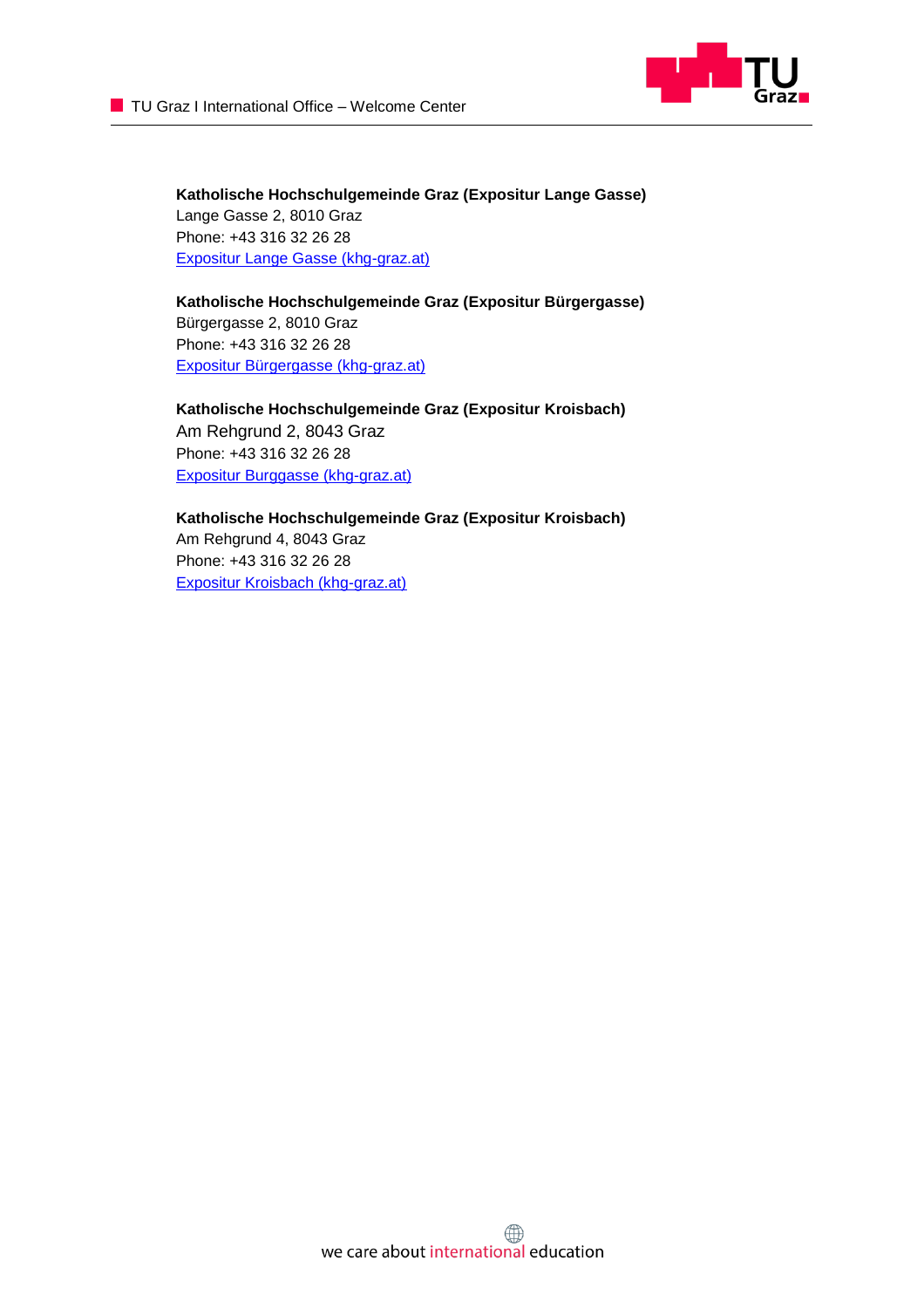**Katholische Hochschulgemeinde Graz (Expositur Lange Gasse)**
Lange Gasse 2, 8010 Graz
Phone: +43 316 32 26 28
[Expositur Lange Gasse (khg-graz.at)]

**Katholische Hochschulgemeinde Graz (Expositur Bürgergasse)**
Bürgergasse 2, 8010 Graz
Phone: +43 316 32 26 28
[Expositur Bürgergasse (khg-graz.at)]

**Katholische Hochschulgemeinde Graz (Expositur Kroisbach)**
Am Rehgrund 2, 8043 Graz
Phone: +43 316 32 26 28
[Expositur Burggasse (khg-graz.at)]

**Katholische Hochschulgemeinde Graz (Expositur Kroisbach)**
Am Rehgrund 4, 8043 Graz
Phone: +43 316 32 26 28
[Expositur Kroisbach (khg-graz.at)]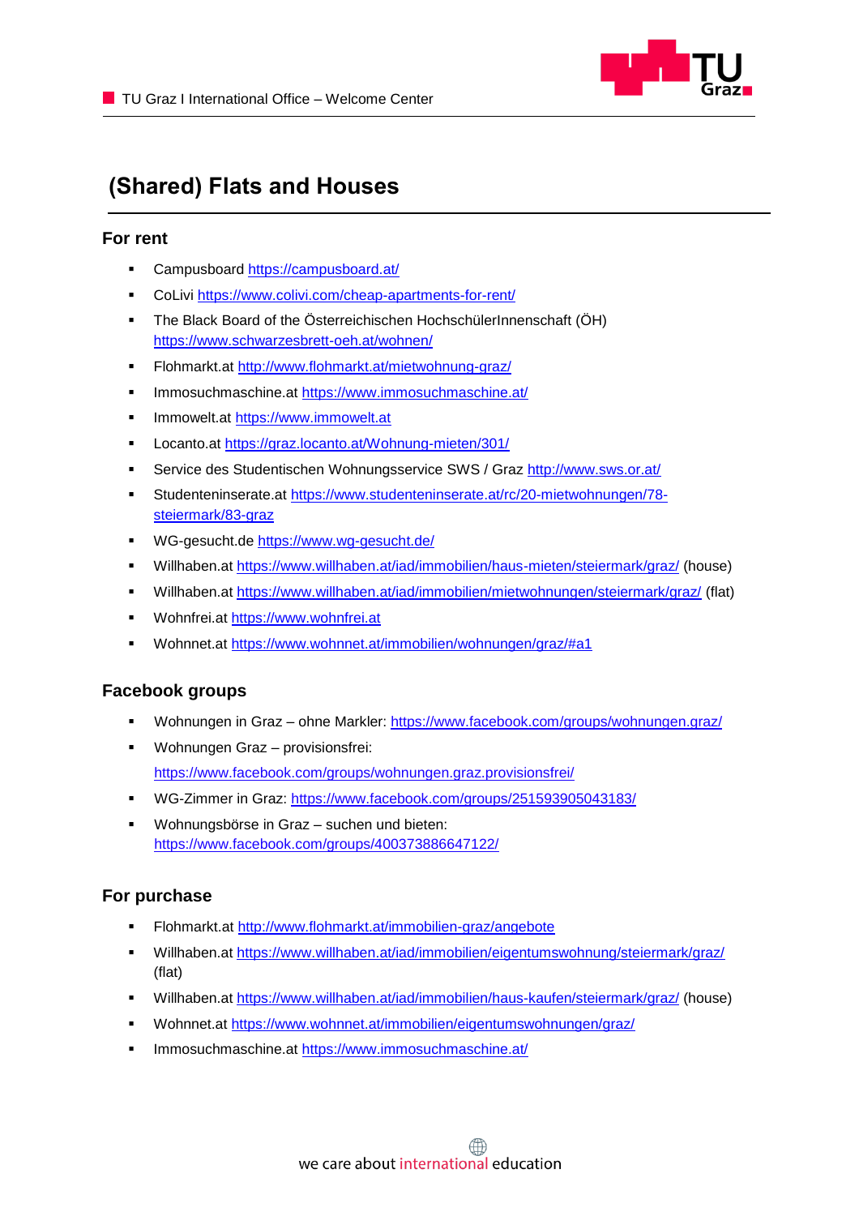# (Shared) Flats and Houses

## For rent

- Campusboard https://campusboard.at/
- CoLivi https://www.colivi.com/cheap-apartments-for-rent/
- The Black Board of the Österreichischen HochschülerInnenschaft (ÖH) https://www.schwarzesbrett-oeh.at/wohnen/
- Flohmarkt.at http://www.flohmarkt.at/mietwohnung-graz/
- Immosuchmaschine.at https://www.immosuchmaschine.at/
- Immowelt.at https://www.immowelt.at
- Locanto.at https://graz.locanto.at/Wohnung-mieten/301/
- Service des Studentischen Wohnungsservice SWS / Graz http://www.sws.or.at/
- Studenteninserate.at https://www.studenteninserate.at/rc/20-mietwohnungen/78-steiermark/83-graz
- WG-gesucht.de https://www.wg-gesucht.de/
- Willhaben.at https://www.willhaben.at/iad/immobilien/haus-mieten/steiermark/graz/ (house)
- Willhaben.at https://www.willhaben.at/iad/immobilien/mietwohnungen/steiermark/graz/ (flat)
- Wohnfrei.at https://www.wohnfrei.at
- Wohnnet.at https://www.wohnnet.at/immobilien/wohnungen/graz/#a1

## Facebook groups

- Wohnungen in Graz – ohne Markler: https://www.facebook.com/groups/wohnungen.graz/
- Wohnungen Graz – provisionsfrei: https://www.facebook.com/groups/wohnungen.graz.provisionsfrei/
- WG-Zimmer in Graz: https://www.facebook.com/groups/251593905043183/
- Wohnungsbörse in Graz – suchen und bieten: https://www.facebook.com/groups/400373886647122/

## For purchase

- Flohmarkt.at http://www.flohmarkt.at/immobilien-graz/angebote
- Willhaben.at https://www.willhaben.at/iad/immobilien/eigentumswohnung/steiermark/graz/ (flat)
- Willhaben.at https://www.willhaben.at/iad/immobilien/haus-kaufen/steiermark/graz/ (house)
- Wohnnet.at https://www.wohnnet.at/immobilien/eigentumswohnungen/graz/
- Immosuchmaschine.at https://www.immosuchmaschine.at/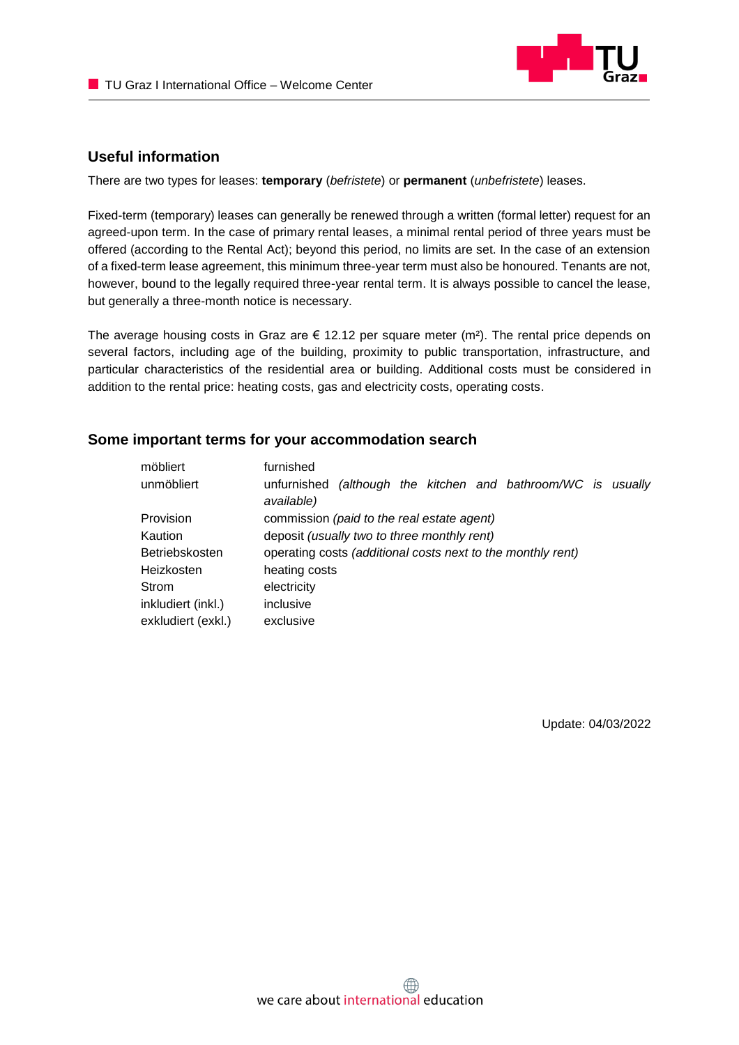## Useful information

There are two types for leases: **temporary** (*befristete*) or **permanent** (*unbefristete*) leases.

Fixed-term (temporary) leases can generally be renewed through a written (formal letter) request for an agreed-upon term. In the case of primary rental leases, a minimal rental period of three years must be offered (according to the Rental Act); beyond this period, no limits are set. In the case of an extension of a fixed-term lease agreement, this minimum three-year term must also be honoured. Tenants are not, however, bound to the legally required three-year rental term. It is always possible to cancel the lease, but generally a three-month notice is necessary.

The average housing costs in Graz are € 12.12 per square meter (m²). The rental price depends on several factors, including age of the building, proximity to public transportation, infrastructure, and particular characteristics of the residential area or building. Additional costs must be considered in addition to the rental price: heating costs, gas and electricity costs, operating costs.

## Some important terms for your accommodation search

| | |
|---|---|
| möbliert | furnished |
| unmöbliert | unfurnished *(although the kitchen and bathroom/WC is usually available)* |
| Provision | commission *(paid to the real estate agent)* |
| Kaution | deposit *(usually two to three monthly rent)* |
| Betriebskosten | operating costs *(additional costs next to the monthly rent)* |
| Heizkosten | heating costs |
| Strom | electricity |
| inkludiert (inkl.) | inclusive |
| exkludiert (exkl.) | exclusive |

Update: 04/03/2022